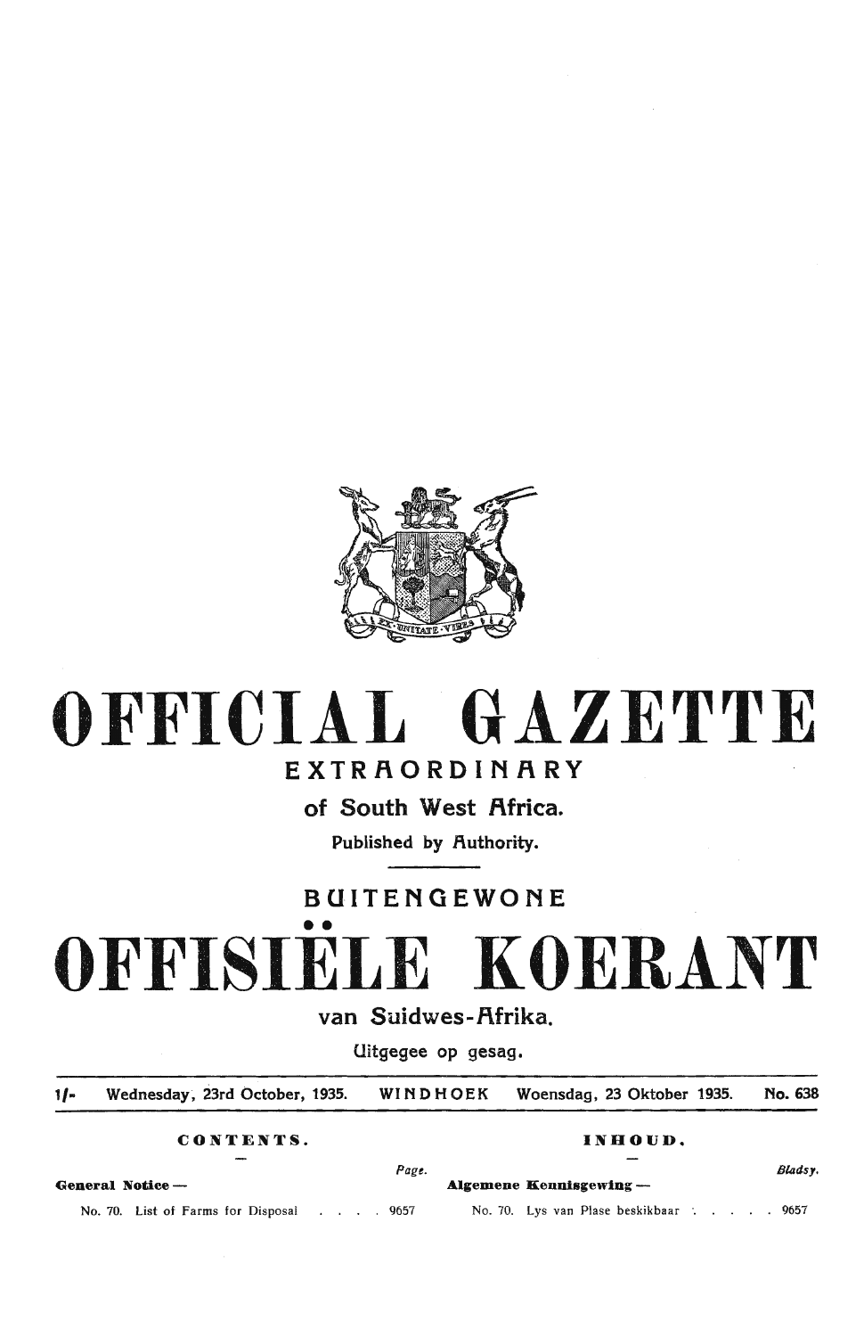# OFFICIAL GAZETTE

## EXTRAORDINARY

### of South West Africa.

Published by Authority.

## BUITENGEWONE

# OFFISIËLE KOERANT

### van Suidwes-Afrika.

Uitgegee op gesag.

1/- Wednesday, 23rd October, 1935. WINDHOEK Woensdag, 23 Oktober 1935. No. 638

| CONTENTS. | Page. | INHOUD. | Bladsy. |
|---|---|---|---|
| **General Notice —** | | **Algemene Kennisgewing —** | |
| No. 70. List of Farms for Disposal | 9657 | No. 70. Lys van Plase beskikbaar | 9657 |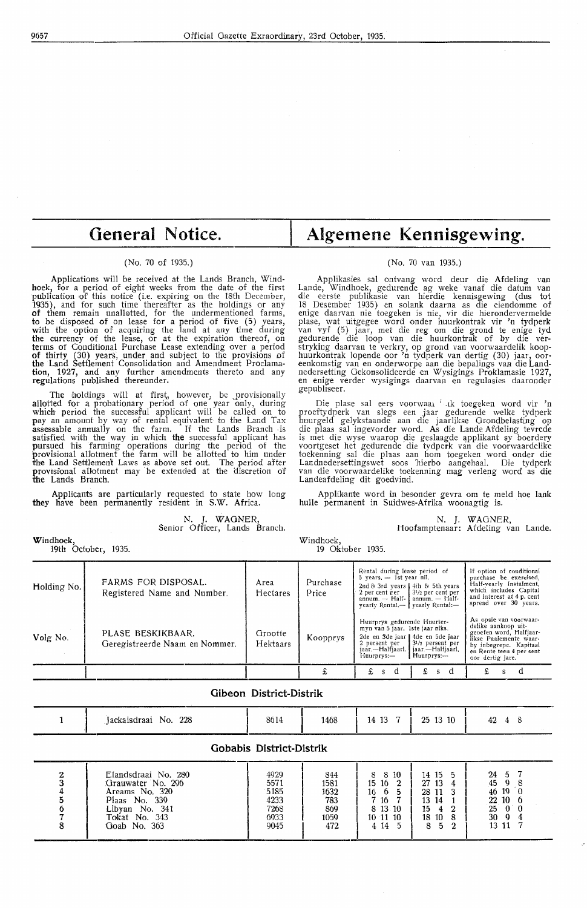# General Notice.

(No. 70 of 1935.)

Applications will be received at the Lands Branch, Windhoek, for a period of eight weeks from the date of the first publication of this notice (i.e. expiring on the 18th December, 1935), and for such time thereafter as the holdings or any of them remain unallotted, for the undermentioned farms, to be disposed of on lease for a period of five (5) years, with the option of acquiring the land at any time during the currency of the lease, or at the expiration thereof, on terms of Conditional Purchase Lease extending over a period of thirty (30) years, under and subject to the provisions of the Land Settlement Consolidation and Amendment Proclamation, 1927, and any further amendments thereto and any regulations published thereunder.

The holdings will at first, however, be provisionally allotted for a probationary period of one year only, during which period the successful applicant will be called on to pay an amount by way of rental equivalent to the Land Tax assessable annually on the farm. If the Lands Branch is satisfied with the way in which the successful applicant has pursued his farming operations during the period of the provisional allotment the farm will be allotted to him under the Land Settlement Laws as above set out. The period after provisional allotment may be extended at the discretion of the Lands Branch.

Applicants are particularly requested to state how long they have been permanently resident in S.W. Africa.

N. J. WAGNER,
Senior Officer, Lands Branch.

Windhoek,
19th October, 1935.

# Algemene Kennisgewing.

(No. 70 van 1935.)

Applikasies sal ontvang word deur die Afdeling van Lande, Windhoek, gedurende ag weke vanaf die datum van die eerste publikasie van hierdie kennisgewing (dus tot 18 Desember 1935) en solank daarna as die eiendomme of enige daarvan nie toegeken is nie, vir die hierondervermelde plase, wat uitgegee word onder huurkontrak vir 'n tydperk van vyf (5) jaar, met die reg om die grond te enige tyd gedurende die loop van die huurkontrak of by die verstryking daarvan te verkry, op grond van voorwaardelik koophuurkontrak lopende oor 'n tydperk van dertig (30) jaar, ooreenkomstig van en onderworpe aan die bepalings van die Landnedersetting Gekonsolideerde en Wysigings Proklamasie 1927, en enige verder wysigings daarvan en regulasies daaronder gepubliseer.

Die plase sal eers voorwaardelik toegeken word vir 'n proeftydperk van slegs een jaar gedurende welke tydperk huurgeld gelykstaande aan die jaarlikse Grondbelasting op die plaas sal ingevorder word. As die Lande Afdeling tevrede is met die wyse waarop die geslaagde applikant sy boerdery voortgeset het gedurende die tydperk van die voorwaardelike toekenning sal die plaas aan hom toegeken word onder die Landnedersettingswet soos hierbo aangehaal. Die tydperk van die voorwaardelike toekenning mag verleng word as die Landeafdeling dit goedvind.

Applikante word in besonder gevra om te meld hoe lank hulle permanent in Suidwes-Afrika woonagtig is.

N. J. WAGNER,
Hoofamptenaar: Afdeling van Lande.

Windhoek,
19 Oktober 1935.

| Holding No. / Volg No. | FARMS FOR DISPOSAL. Registered Name and Number. / PLASE BESKIKBAAR. Geregistreerde Naam en Nommer. | Area Hectares / Grootte Hektaars | Purchase Price / Koopprys | Rental during lease period of 5 years, — 1st year nil. 2nd & 3rd years 2 per cent per annum. — Half-yearly Rental:— / Huurprys gedurende Huurtermyn van 5 jaar. 1ste jaar niks. 2de en 3de jaar 2 persent per jaar.—Halfjaarl. Huurprys:— | 4th & 5th years 3½ per cent per annum. — Half-yearly Rental:— / 4de en 5de jaar 3½ persent per jaar —Halfjaarl. Huurprys:— | If option of conditional purchase be exercised, Half-yearly Instalment, which includes Capital and Interest at 4 p. cent spread over 30 years. / As opsie van voorwaardelike aankoop uitgeoefen word, Halfjaarlikse Paaiemente waarby inbegrepe. Kapitaal en Rente teen 4 per sent oor dertig jare. |
|---|---|---|---|---|---|---|
| | | | £ | £ s d | £ s d | £ s d |
| | **Gibeon District-Distrik** | | | | | |
| 1 | Jackalsdraai No. 228 | 8614 | 1468 | 14 13 7 | 25 13 10 | 42 4 8 |
| | **Gobabis District-Distrik** | | | | | |
| 2 | Elandsdraai No. 280 | 4929 | 844 | 8 8 10 | 14 15 5 | 24 5 7 |
| 3 | Grauwater No. 296 | 5571 | 1581 | 15 16 2 | 27 13 4 | 45 9 8 |
| 4 | Areams No. 320 | 5185 | 1632 | 16 6 5 | 28 11 3 | 46 19 0 |
| 5 | Plaas No. 339 | 4233 | 783 | 7 16 7 | 13 14 1 | 22 10 6 |
| 6 | Libyan No. 341 | 7268 | 869 | 8 13 10 | 15 4 2 | 25 0 0 |
| 7 | Tokat No. 343 | 6933 | 1059 | 10 11 10 | 18 10 8 | 30 9 4 |
| 8 | Goab No. 363 | 9045 | 472 | 4 14 5 | 8 5 2 | 13 11 7 |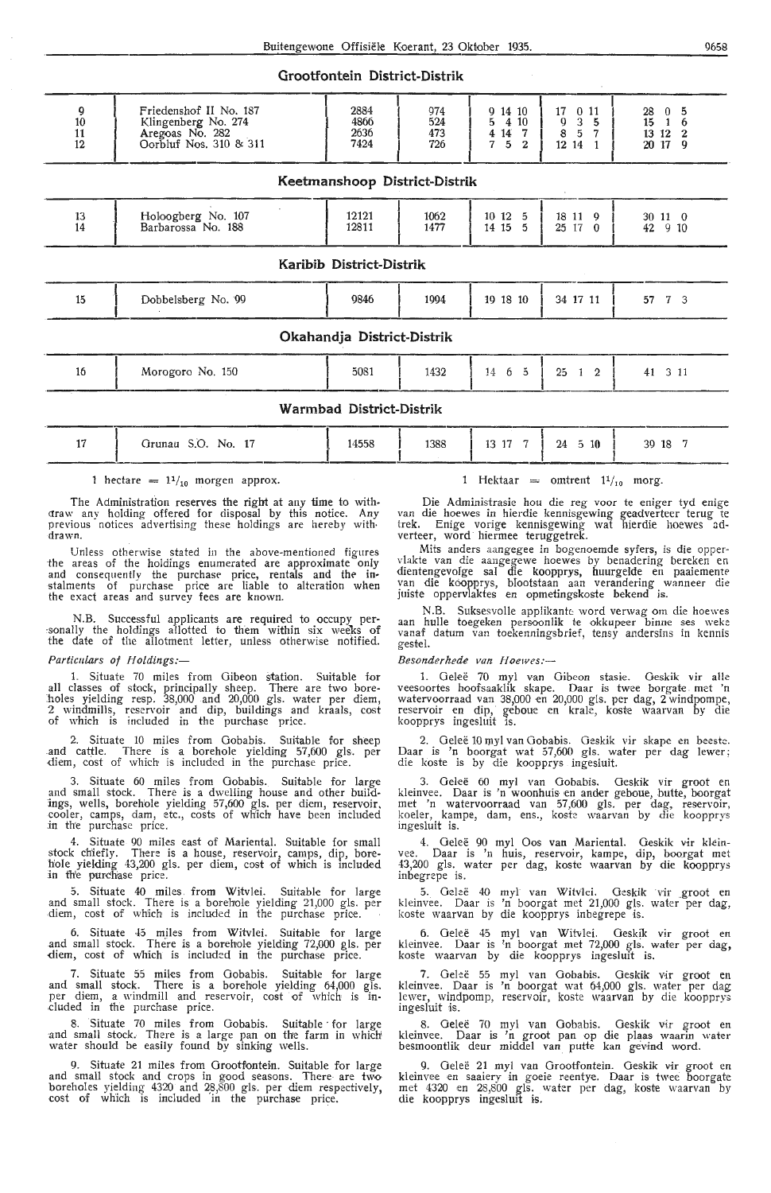## Grootfontein District-Distrik

| | | | | | | |
|---|---|---|---|---|---|---|
| 9 | Friedenshof II No. 187 | 2884 | 974 | 9 14 10 | 17 0 11 | 28 0 5 |
| 10 | Klingenberg No. 274 | 4866 | 524 | 5 4 10 | 9 3 5 | 15 1 6 |
| 11 | Aregoas No. 282 | 2636 | 473 | 4 14 7 | 8 5 7 | 13 12 2 |
| 12 | Oorbluf Nos. 310 & 311 | 7424 | 726 | 7 5 2 | 12 14 1 | 20 17 9 |

## Keetmanshoop District-Distrik

| | | | | | | |
|---|---|---|---|---|---|---|
| 13 | Holoogberg No. 107 | 12121 | 1062 | 10 12 5 | 18 11 9 | 30 11 0 |
| 14 | Barbarossa No. 188 | 12811 | 1477 | 14 15 5 | 25 17 0 | 42 9 10 |

## Karibib District-Distrik

| | | | | | | |
|---|---|---|---|---|---|---|
| 15 | Dobbelsberg No. 99 | 9846 | 1994 | 19 18 10 | 34 17 11 | 57 7 3 |

## Okahandja District-Distrik

| | | | | | | |
|---|---|---|---|---|---|---|
| 16 | Morogoro No. 150 | 5081 | 1432 | 14 6 5 | 25 1 2 | 41 3 11 |

## Warmbad District-Distrik

| | | | | | | |
|---|---|---|---|---|---|---|
| 17 | Grunau S.O. No. 17 | 14558 | 1388 | 13 17 7 | 24 5 10 | 39 18 7 |

1 hectare = $1^1/_{10}$ morgen approx.

The Administration reserves the right at any time to withdraw any holding offered for disposal by this notice. Any previous notices advertising these holdings are hereby withdrawn.

Unless otherwise stated in the above-mentioned figures the areas of the holdings enumerated are approximate only and consequently the purchase price, rentals and the instalments of purchase price are liable to alteration when the exact areas and survey fees are known.

N.B. Successful applicants are required to occupy personally the holdings allotted to them within six weeks of the date of the allotment letter, unless otherwise notified.

*Particulars of Holdings:—*

1. Situate 70 miles from Gibeon station. Suitable for all classes of stock, principally sheep. There are two boreholes yielding resp. 38,000 and 20,000 gls. water per diem, 2 windmills, reservoir and dip, buildings and kraals, cost of which is included in the purchase price.

2. Situate 10 miles from Gobabis. Suitable for sheep and cattle. There is a borehole yielding 57,600 gls. per diem, cost of which is included in the purchase price.

3. Situate 60 miles from Gobabis. Suitable for large and small stock. There is a dwelling house and other buildings, wells, borehole yielding 57,600 gls. per diem, reservoir, cooler, camps, dam, etc., costs of which have been included in the purchase price.

4. Situate 90 miles east of Mariental. Suitable for small stock chiefly. There is a house, reservoir, camps, dip, borehole yielding 43,200 gls. per diem, cost of which is included in the purchase price.

5. Situate 40 miles from Witvlei. Suitable for large and small stock. There is a borehole yielding 21,000 gls. per diem, cost of which is included in the purchase price.

6. Situate 45 miles from Witvlei. Suitable for large and small stock. There is a borehole yielding 72,000 gls. per diem, cost of which is included in the purchase price.

7. Situate 55 miles from Gobabis. Suitable for large and small stock. There is a borehole yielding 64,000 gls. per diem, a windmill and reservoir, cost of which is included in the purchase price.

8. Situate 70 miles from Gobabis. Suitable for large and small stock. There is a large pan on the farm in which water should be easily found by sinking wells.

9. Situate 21 miles from Grootfontein. Suitable for large and small stock and crops in good seasons. There are two boreholes yielding 4320 and 28,800 gls. per diem respectively, cost of which is included in the purchase price.

1 Hektaar = omtrent $1^1/_{10}$ morg.

Die Administrasie hou die reg voor te eniger tyd enige van die hoewes in hierdie kennisgewing geadverteer terug te trek. Enige vorige kennisgewing wat hierdie hoewes adverteer, word hiermee teruggetrek.

Mits anders aangegee in bogenoemde syfers, is die oppervlakte van die aangegewe hoewes by benadering bereken en dientengevolge sal die koopprys, huurgelde en paaiemente van die koopprys, blootstaan aan verandering wanneer die juiste oppervlaktes en opmetingskoste bekend is.

N.B. Suksesvolle applikante word verwag om die hoewes aan hulle toegeken persoonlik te okkupeer binne ses weke vanaf datum van toekenningsbrief, tensy andersins in kennis gestel.

*Besonderhede van Hoewes:—*

1. Geleë 70 myl van Gibeon stasie. Geskik vir alle veesoortes hoofsaaklik skape. Daar is twee borgate met 'n watervoorraad van 38,000 en 20,000 gls. per dag, 2 windpompe, reservoir en dip, geboue en krale, koste waarvan by die koopprys ingesluit is.

2. Geleë 10 myl van Gobabis. Geskik vir skape en beeste. Daar is 'n boorgat wat 57,600 gls. water per dag lewer; die koste is by die koopprys ingesluit.

3. Geleë 60 myl van Gobabis. Geskik vir groot en kleinvee. Daar is 'n woonhuis en ander geboue, putte, boorgat met 'n watervoorraad van 57,600 gls. per dag, reservoir, koeler, kampe, dam, ens., koste waarvan by die koopprys ingesluit is.

4. Geleë 90 myl Oos van Mariental. Geskik vir kleinvee. Daar is 'n huis, reservoir, kampe, dip, boorgat met 43,200 gls. water per dag, koste waarvan by die koopprys inbegrepe is.

5. Geleë 40 myl van Witvlei. Geskik vir groot en kleinvee. Daar is 'n boorgat met 21,000 gls. water per dag, koste waarvan by die koopprys inbegrepe is.

6. Geleë 45 myl van Witvlei. Geskik vir groot en kleinvee. Daar is 'n boorgat met 72,000 gls. water per dag, koste waarvan by die koopprys ingesluit is.

7. Geleë 55 myl van Gobabis. Geskik vir groot en kleinvee. Daar is 'n boorgat wat 64,000 gls. water per dag lewer, windpomp, reservoir, koste waarvan by die koopprys ingesluit is.

8. Geleë 70 myl van Gobabis. Geskik vir groot en kleinvee. Daar is 'n groot pan op die plaas waarin water besmoontlik deur middel van putte kan gevind word.

9. Geleë 21 myl van Grootfontein. Geskik vir groot en kleinvee en saaiery in goeie reentye. Daar is twee boorgate met 4320 en 28,800 gls. water per dag, koste waarvan by die koopprys ingesluit is.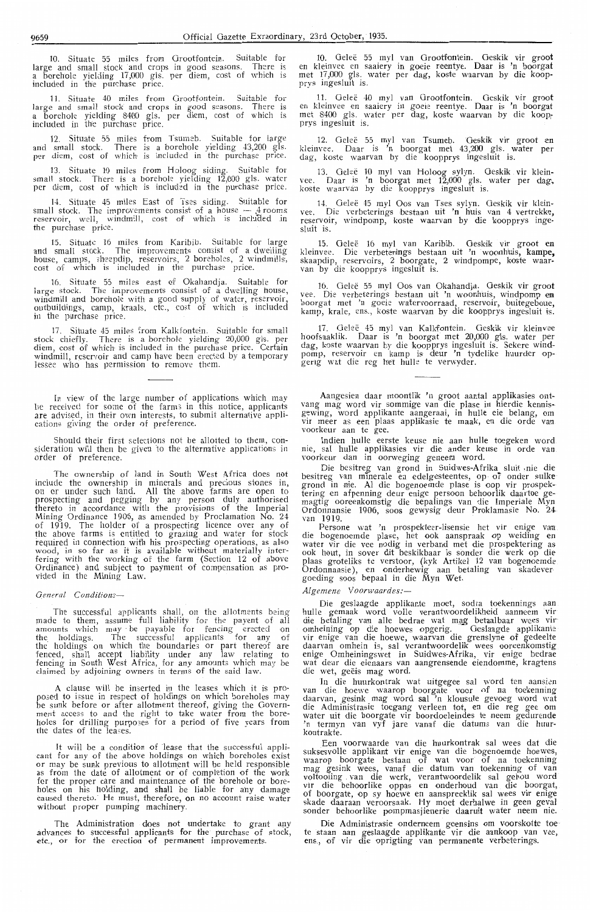10. Situate 55 miles from Grootfontein. Suitable for large and small stock and crops in good seasons. There is a borehole yielding 17,000 gls. per diem, cost of which is included in the purchase price.

11. Situate 40 miles from Grootfontein. Suitable for large and small stock and crops in good seasons. There is a borehole yielding 8400 gls. per diem, cost of which is included in the purchase price.

12. Situate 55 miles from Tsumeb. Suitable for large and small stock. There is a borehole yielding 43,200 gls. per diem, cost of which is included in the purchase price.

13. Situate 10 miles from Holoog siding. Suitable for small stock. There is a borehole yielding 12,000 gls. water per diem, cost of which is included in the purchase price.

14. Situate 45 miles East of Tses siding. Suitable for small stock. The improvements consist of a house — 4 rooms reservoir, well, windmill, cost of which is included in the purchase price.

15. Situate 16 miles from Karibib. Suitable for large and small stock. The improvements consist of a dwelling house, camps, sheepdip, reservoirs, 2 boreholes, 2 windmills, cost of which is included in the purchase price.

16. Situate 55 miles east of Okahandja. Suitable for large stock. The improvements consist of a dwelling house, windmill and borehole with a good supply of water, reservoir, outbuildings, camp, kraals, etc., cost of which is included in the purchase price.

17. Situate 45 miles from Kalkfontein. Suitable for small stock chiefly. There is a borehole yielding 20,000 gls. per diem, cost of which is included in the purchase price. Certain windmill, reservoir and camp have been erected by a temporary lessee who has permission to remove them.

In view of the large number of applications which may be received for some of the farms in this notice, applicants are advised, in their own interests, to submit alternative applications giving the order of preference.

Should their first selections not be allotted to them, consideration will then be given to the alternative applications in order of preference.

The ownership of land in South West Africa does not include the ownership in minerals and precious stones in, on or under such land. All the above farms are open to prospecting and pegging by any person duly authorised thereto in accordance with the provisions of the Imperial Mining Ordinance 1906, as amended by Proclamation No. 24 of 1919. The holder of a prospecting licence over any of the above farms is entitled to grazing and water for stock required in connection with his prospecting operations, as also wood, in so far as it is available without materially interfering with the working of the farm (Section 12 of above Ordinance) and subject to payment of compensation as provided in the Mining Law.

*General Conditions*—

The successful applicants shall, on the allotments being made to them, assume full liability for the payment of all amounts which may be payable for fencing erected on the holdings. The successful applicants for any of the holdings on which the boundaries or part thereof are fenced, shall accept liability under any law relating to fencing in South West Africa, for any amounts which may be claimed by adjoining owners in terms of the said law.

A clause will be inserted in the leases which it is proposed to issue in respect of holdings on which boreholes may be sunk before or after allotment thereof, giving the Government access to and the right to take water from the boreholes for drilling purposes for a period of five years from the dates of the leases.

It will be a condition of lease that the successful applicant for any of the above holdings on which boreholes exist or may be sunk previous to allotment will be held responsible as from the date of allotment or of completion of the work for the proper care and maintenance of the borehole or boreholes on his holding, and shall be liable for any damage caused thereto. He must, therefore, on no account raise water without proper pumping machinery.

The Administration does not undertake to grant any advances to successful applicants for the purchase of stock, etc., or for the erection of permanent improvements.

10. Geleë 55 myl van Grootfontein. Geskik vir groot en kleinvee en saaiery in goeie reentye. Daar is 'n boorgat met 17,000 gls. water per dag, koste waarvan by die koopprys ingesluit is.

11. Geleë 40 myl van Grootfontein. Geskik vir groot en kleinvee en saaiery in goeie reentye. Daar is 'n boorgat met 8400 gls. water per dag, koste waarvan by die koopprys ingesluit is.

12. Geleë 55 myl van Tsumeb. Geskik vir groot en kleinvee. Daar is 'n boorgat met 43,200 gls. water per dag, koste waarvan by die koopprys ingesluit is.

13. Geleë 10 myl van Holoog sylyn. Geskik vir kleinvee. Daar is 'n boorgat met 12,000 gls. water per dag, koste waarvan by die koopprys ingesluit is.

14. Geleë 45 myl Oos van Tses sylyn. Geskik vir kleinvee. Die verbeterings bestaan uit 'n huis van 4 vertrekke, reservoir, windpomp, koste waarvan by die koopprys ingesluit is.

15. Geleë 16 myl van Karibib. Geskik vir groot en kleinvee. Die verbeterings bestaan uit 'n woonhuis, kampe, skaapdip, reservoirs, 2 boorgate, 2 windpompe, koste waarvan by die koopprys ingesluit is.

16. Geleë 55 myl Oos van Okahandja. Geskik vir groot vee. Die verbeterings bestaan uit 'n woonhuis, windpomp en boorgat met 'n goeie watervoorraad, reservoir, buitegeboue, kamp, krale, ens., koste waarvan by die koopprys ingesluit is.

17. Geleë 45 myl van Kalkfontein. Geskik vir kleinvee hoofsaaklik. Daar is 'n boorgat met 20,000 gls. water per dag, koste waarvan by die koopprys ingesluit is. Sekere windpomp, reservoir en kamp is deur 'n tydelike huurder opgerig wat die reg het hulle te verwyder.

Aangesien daar moontlik 'n groot aantal applikasies ontvang mag word vir sommige van die plase in hierdie kennisgewing, word applikante aangeraai, in hulle eie belang, om vir meer as een plaas applikasie te maak, en die orde van voorkeur aan te gee.

Indien hulle eerste keuse nie aan hulle toegeken word nie, sal hulle applikasies vir die ander keuse in orde van voorkeur dan in oorweging geneem word.

Die besitreg van grond in Suidwes-Afrika sluit nie die besitreg van minerale en edelgesteentes, op of onder sulke grond in nie. Al die bogenoemde plase is oop vir prospektering en afpenning deur enige persoon behoorlik daartoe gemagtig ooreenkomstig die bepalings van die Imperiale Myn Ordonnansie 1906, soos gewysig deur Proklamasie No. 24 van 1919.

Persone wat 'n prospekteer-lisensie het vir enige van die bogenoemde plase, het ook aanspraak op weiding en water vir die vee nodig in verband met die prospektering as ook hout, in sover dit beskikbaar is sonder die werk op die plaas groteliks te verstoor, (kyk Artikel 12 van bogenoemde Ordonnansie), en onderhewig aan betaling van skadevergoeding soos bepaal in die Myn Wet.

*Algemene Voorwaardes:*—

Die geslaagde applikante moet, sodra toekennings aan hulle gemaak word volle verantwoordelikheid aanneem vir die betaling van alle bedrae wat mag betaalbaar wees vir omheining op die hoewes opgerig. Geslaagde applikante vir enige van die hoewe, waarvan die grenslyne of gedeelte daarvan omhein is, sal verantwoordelik wees ooreenkomstig enige Omheiningswet in Suidwes-Afrika, vir enige bedrae wat deur die eienaars van aangrensende eiendomme, kragtens die wet, geëis mag word.

In die huurkontrak wat uitgegee sal word ten aansien van die hoewe waarop boorgate voor of na toekenning daarvan, gesink mag word sal 'n klousule gevoeg word wat die Administrasie toegang verleen tot, en die reg gee om water uit die boorgate vir boordoeleindes te neem gedurende 'n termyn van vyf jare vanaf die datums van die huurkontrakte.

Een voorwaarde van die huurkontrak sal wees dat die suksesvolle applikant vir enige van die bogenoemde hoewes, waarop boorgate bestaan of wat voor of na toekenning mag gesink wees, vanaf die datum van toekenning of van voltooiing van die werk, verantwoordelik sal gehou word vir die behoorlike oppas en onderhoud van die boorgat, of boorgate, op sy hoewe en aanspreeklik sal wees vir enige skade daaraan veroorsaak. Hy moet derhalwe in geen geval sonder behoorlike pompmasjienerie daaruit water neem nie.

Die Administrasie onderneem geensins om voorskotte toe te staan aan geslaagde applikante vir die aankoop van vee, ens., of vir die oprigting van permanente verbeterings.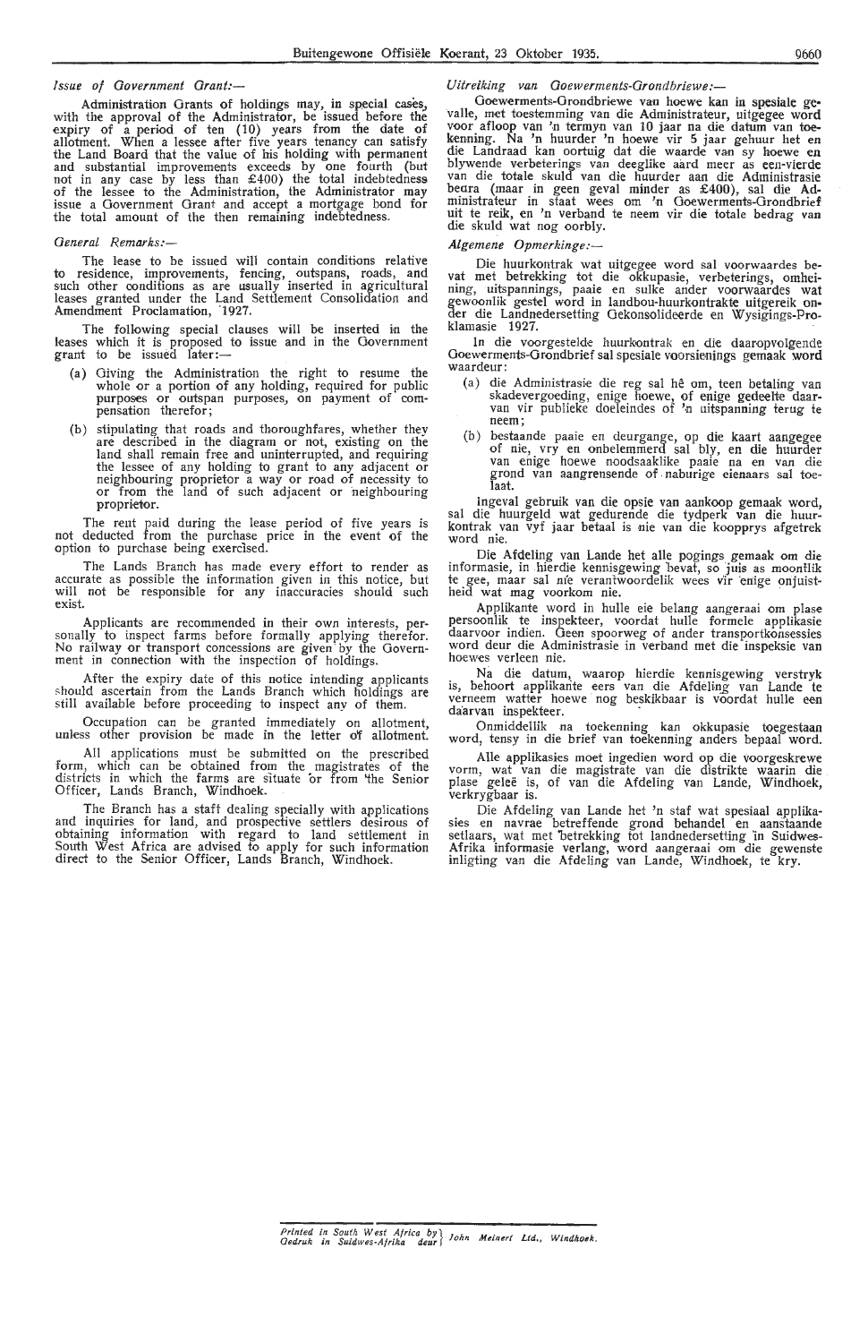*Issue of Government Grant:—*

Administration Grants of holdings may, in special cases, with the approval of the Administrator, be issued before the expiry of a period of ten (10) years from the date of allotment. When a lessee after five years tenancy can satisfy the Land Board that the value of his holding with permanent and substantial improvements exceeds by one fourth (but not in any case by less than £400) the total indebtedness of the lessee to the Administration, the Administrator may issue a Government Grant and accept a mortgage bond for the total amount of the then remaining indebtedness.

*General Remarks:—*

The lease to be issued will contain conditions relative to residence, improvements, fencing, outspans, roads, and such other conditions as are usually inserted in agricultural leases granted under the Land Settlement Consolidation and Amendment Proclamation, 1927.

The following special clauses will be inserted in the leases which it is proposed to issue and in the Government grant to be issued later:—

(a) Giving the Administration the right to resume the whole or a portion of any holding, required for public purposes or outspan purposes, on payment of compensation therefor;

(b) stipulating that roads and thoroughfares, whether they are described in the diagram or not, existing on the land shall remain free and uninterrupted, and requiring the lessee of any holding to grant to any adjacent or neighbouring proprietor a way or road of necessity to or from the land of such adjacent or neighbouring proprietor.

The rent paid during the lease period of five years is not deducted from the purchase price in the event of the option to purchase being exercised.

The Lands Branch has made every effort to render as accurate as possible the information given in this notice, but will not be responsible for any inaccuracies should such exist.

Applicants are recommended in their own interests, personally to inspect farms before formally applying therefor. No railway or transport concessions are given by the Government in connection with the inspection of holdings.

After the expiry date of this notice intending applicants should ascertain from the Lands Branch which holdings are still available before proceeding to inspect any of them.

Occupation can be granted immediately on allotment, unless other provision be made in the letter of allotment.

All applications must be submitted on the prescribed form, which can be obtained from the magistrates of the districts in which the farms are situate or from the Senior Officer, Lands Branch, Windhoek.

The Branch has a staff dealing specially with applications and inquiries for land, and prospective settlers desirous of obtaining information with regard to land settlement in South West Africa are advised to apply for such information direct to the Senior Officer, Lands Branch, Windhoek.

*Uitreiking van Goewerments-Grondbriewe:—*

Goewerments-Grondbriewe van hoewe kan in spesiale gevalle, met toestemming van die Administrateur, uitgegee word voor afloop van 'n termyn van 10 jaar na die datum van toekenning. Na 'n huurder 'n hoewe vir 5 jaar gehuur het en die Landraad kan oortuig dat die waarde van sy hoewe en blywende verbeterings van deeglike aard meer as een-vierde van die totale skuld van die huurder aan die Administrasie bedra (maar in geen geval minder as £400), sal die Administrateur in staat wees om 'n Goewerments-Grondbrief uit te reik, en 'n verband te neem vir die totale bedrag van die skuld wat nog oorbly.

*Algemene Opmerkinge:—*

Die huurkontrak wat uitgegee word sal voorwaardes bevat met betrekking tot die okkupasie, verbeterings, omheining, uitspannings, paaie en sulke ander voorwaardes wat gewoonlik gestel word in landbou-huurkontrakte uitgereik onder die Landnedersetting Gekonsolideerde en Wysigings-Proklamasie 1927.

In die voorgestelde huurkontrak en die daaropvolgende Goewerments-Grondbrief sal spesiale voorsienings gemaak word waardeur:

(a) die Administrasie die reg sal hê om, teen betaling van skadevergoeding, enige hoewe, of enige gedeelte daarvan vir publieke doeleindes of 'n uitspanning terug te neem;

(b) bestaande paaie en deurgange, op die kaart aangegee of nie, vry en onbelemmerd sal bly, en die huurder van enige hoewe noodsaaklike paaie na en van die grond van aangrensende of naburige eienaars sal toelaat.

Ingeval gebruik van die opsie van aankoop gemaak word, sal die huurgeld wat gedurende die tydperk van die huurkontrak van vyf jaar betaal is nie van die koopprys afgetrek word nie.

Die Afdeling van Lande het alle pogings gemaak om die informasie, in hierdie kennisgewing bevat, so juis as moontlik te gee, maar sal nie verantwoordelik wees vir enige onjuistheid wat mag voorkom nie.

Applikante word in hulle eie belang aangeraai om plase persoonlik te inspekteer, voordat hulle formele applikasie daarvoor indien. Geen spoorweg of ander transportkonsessies word deur die Administrasie in verband met die inspeksie van hoewes verleen nie.

Na die datum, waarop hierdie kennisgewing verstryk is, behoort applikante eers van die Afdeling van Lande te verneem watter hoewe nog beskikbaar is voordat hulle een daarvan inspekteer.

Onmiddellik na toekenning kan okkupasie toegestaan word, tensy in die brief van toekenning anders bepaal word.

Alle applikasies moet ingedien word op die voorgeskrewe vorm, wat van die magistrate van die distrikte waarin die plase geleë is, of van die Afdeling van Lande, Windhoek, verkrygbaar is.

Die Afdeling van Lande het 'n staf wat spesiaal applikasies en navrae betreffende grond behandel en aanstaande setlaars, wat met betrekking tot landnedersetting in Suidwes-Afrika informasie verlang, word aangeraai om die gewenste inligting van die Afdeling van Lande, Windhoek, te kry.

*Printed in South West Africa by*
*Gedruk in Suidwes-Afrika deur* John Meinert Ltd., Windhoek.